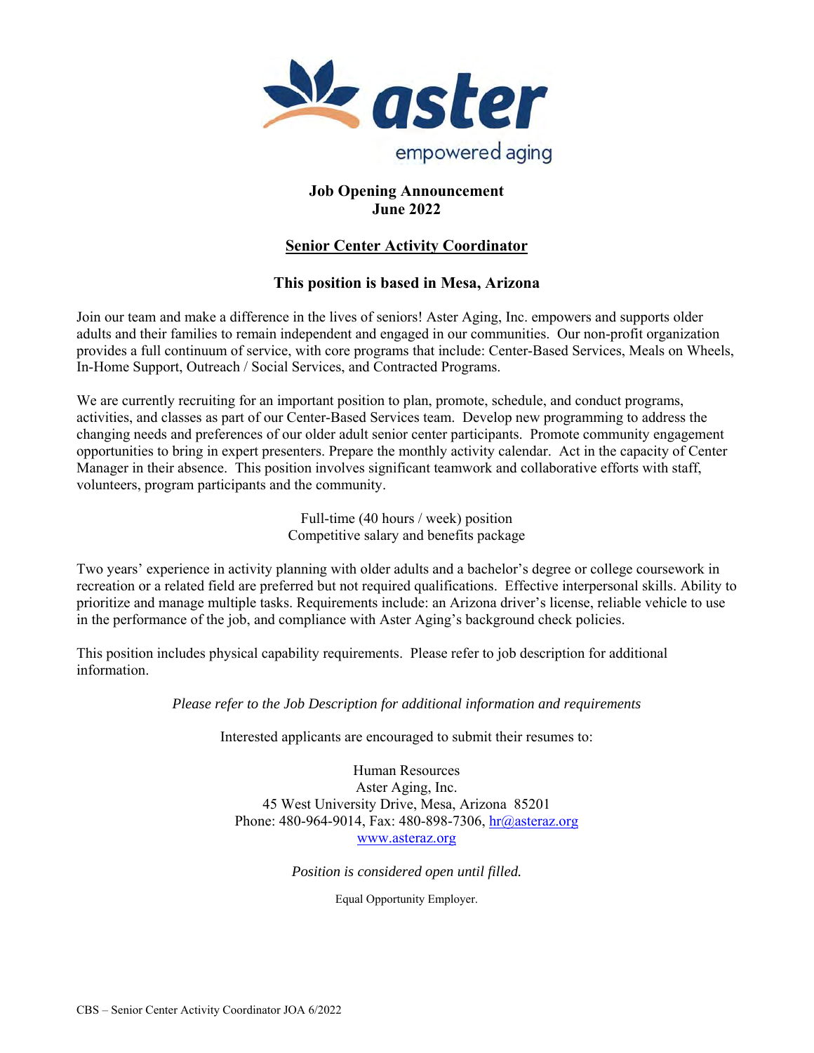**Job Opening Announcement**
**June 2022**

## Senior Center Activity Coordinator

### This position is based in Mesa, Arizona

Join our team and make a difference in the lives of seniors! Aster Aging, Inc. empowers and supports older adults and their families to remain independent and engaged in our communities. Our non-profit organization provides a full continuum of service, with core programs that include: Center-Based Services, Meals on Wheels, In-Home Support, Outreach / Social Services, and Contracted Programs.

We are currently recruiting for an important position to plan, promote, schedule, and conduct programs, activities, and classes as part of our Center-Based Services team. Develop new programming to address the changing needs and preferences of our older adult senior center participants. Promote community engagement opportunities to bring in expert presenters. Prepare the monthly activity calendar. Act in the capacity of Center Manager in their absence. This position involves significant teamwork and collaborative efforts with staff, volunteers, program participants and the community.

Full-time (40 hours / week) position
Competitive salary and benefits package

Two years' experience in activity planning with older adults and a bachelor's degree or college coursework in recreation or a related field are preferred but not required qualifications. Effective interpersonal skills. Ability to prioritize and manage multiple tasks. Requirements include: an Arizona driver's license, reliable vehicle to use in the performance of the job, and compliance with Aster Aging's background check policies.

This position includes physical capability requirements. Please refer to job description for additional information.

*Please refer to the Job Description for additional information and requirements*

Interested applicants are encouraged to submit their resumes to:

Human Resources
Aster Aging, Inc.
45 West University Drive, Mesa, Arizona 85201
Phone: 480-964-9014, Fax: 480-898-7306, hr@asteraz.org
www.asteraz.org

*Position is considered open until filled.*

Equal Opportunity Employer.

CBS – Senior Center Activity Coordinator JOA 6/2022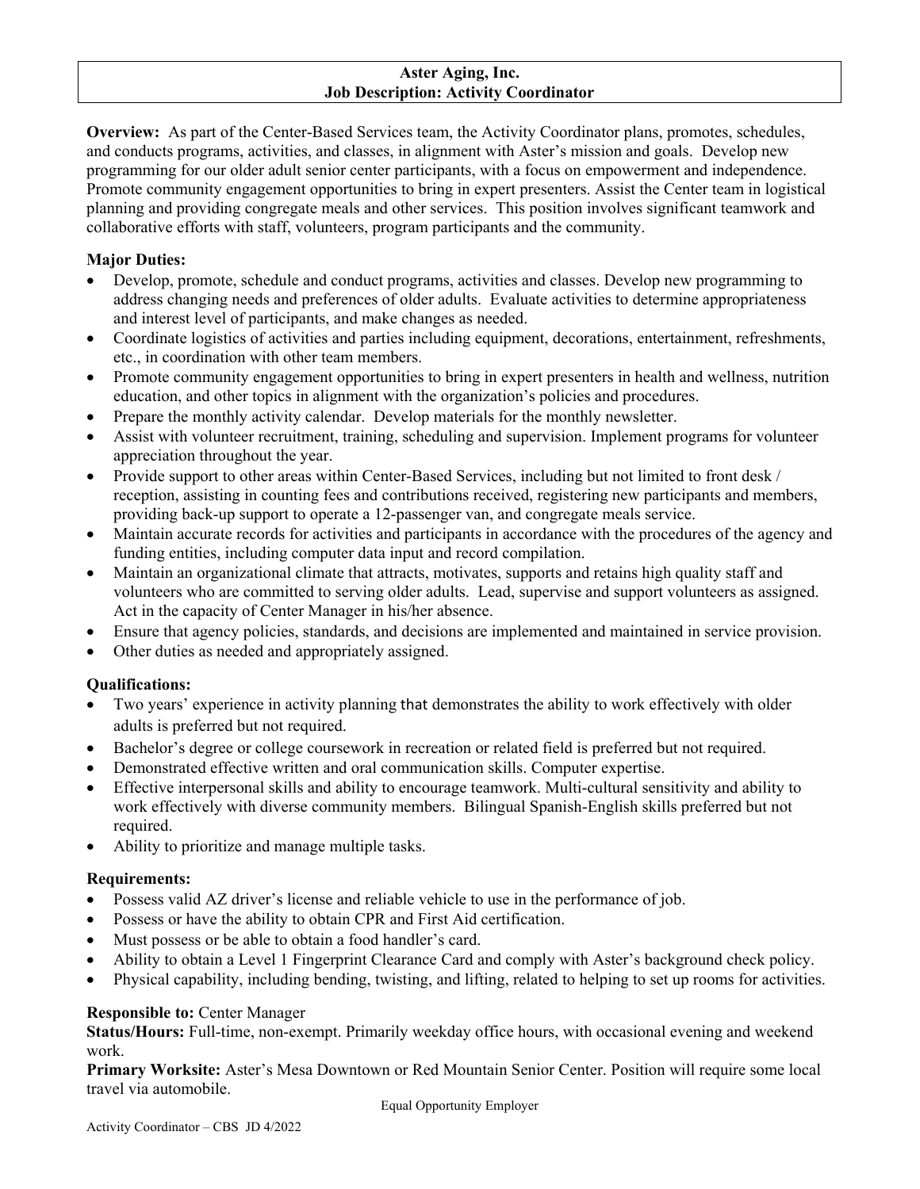**Aster Aging, Inc.**
**Job Description: Activity Coordinator**

**Overview:** As part of the Center-Based Services team, the Activity Coordinator plans, promotes, schedules, and conducts programs, activities, and classes, in alignment with Aster's mission and goals. Develop new programming for our older adult senior center participants, with a focus on empowerment and independence. Promote community engagement opportunities to bring in expert presenters. Assist the Center team in logistical planning and providing congregate meals and other services. This position involves significant teamwork and collaborative efforts with staff, volunteers, program participants and the community.

## Major Duties:

- Develop, promote, schedule and conduct programs, activities and classes. Develop new programming to address changing needs and preferences of older adults. Evaluate activities to determine appropriateness and interest level of participants, and make changes as needed.
- Coordinate logistics of activities and parties including equipment, decorations, entertainment, refreshments, etc., in coordination with other team members.
- Promote community engagement opportunities to bring in expert presenters in health and wellness, nutrition education, and other topics in alignment with the organization's policies and procedures.
- Prepare the monthly activity calendar. Develop materials for the monthly newsletter.
- Assist with volunteer recruitment, training, scheduling and supervision. Implement programs for volunteer appreciation throughout the year.
- Provide support to other areas within Center-Based Services, including but not limited to front desk / reception, assisting in counting fees and contributions received, registering new participants and members, providing back-up support to operate a 12-passenger van, and congregate meals service.
- Maintain accurate records for activities and participants in accordance with the procedures of the agency and funding entities, including computer data input and record compilation.
- Maintain an organizational climate that attracts, motivates, supports and retains high quality staff and volunteers who are committed to serving older adults. Lead, supervise and support volunteers as assigned. Act in the capacity of Center Manager in his/her absence.
- Ensure that agency policies, standards, and decisions are implemented and maintained in service provision.
- Other duties as needed and appropriately assigned.

## Qualifications:

- Two years' experience in activity planning that demonstrates the ability to work effectively with older adults is preferred but not required.
- Bachelor's degree or college coursework in recreation or related field is preferred but not required.
- Demonstrated effective written and oral communication skills. Computer expertise.
- Effective interpersonal skills and ability to encourage teamwork. Multi-cultural sensitivity and ability to work effectively with diverse community members. Bilingual Spanish-English skills preferred but not required.
- Ability to prioritize and manage multiple tasks.

## Requirements:

- Possess valid AZ driver's license and reliable vehicle to use in the performance of job.
- Possess or have the ability to obtain CPR and First Aid certification.
- Must possess or be able to obtain a food handler's card.
- Ability to obtain a Level 1 Fingerprint Clearance Card and comply with Aster's background check policy.
- Physical capability, including bending, twisting, and lifting, related to helping to set up rooms for activities.

**Responsible to:** Center Manager
**Status/Hours:** Full-time, non-exempt. Primarily weekday office hours, with occasional evening and weekend work.
**Primary Worksite:** Aster's Mesa Downtown or Red Mountain Senior Center. Position will require some local travel via automobile.

Equal Opportunity Employer

Activity Coordinator – CBS JD 4/2022